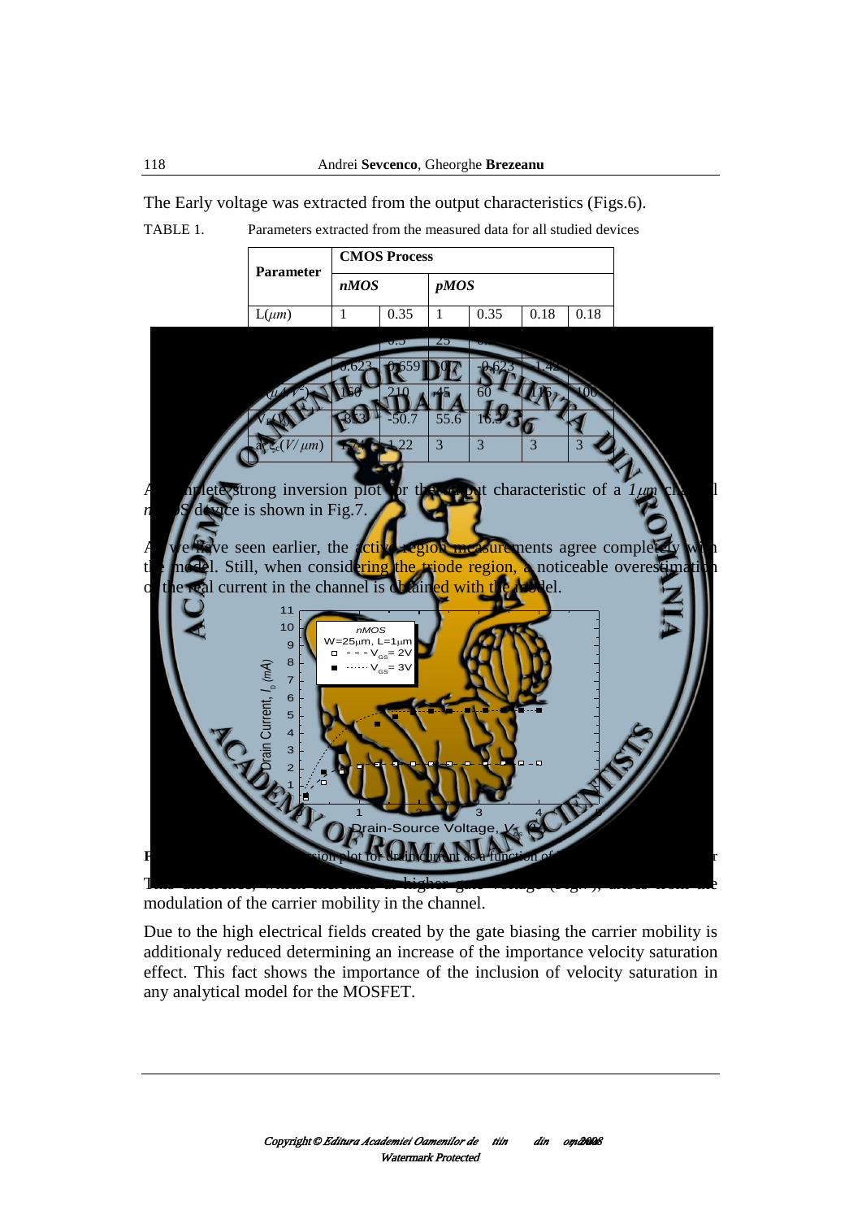The Early voltage was extracted from the output characteristics (Figs.6).

TABLE 1. Parameters extracted from the measured data for all studied devices

| Parameter | CMOS Process | | | | | |
|---|---|---|---|---|---|---|
| | *nMOS* | | *pMOS* | | | |
| L($\mu m$) | 1 | 0.35 | 1 | 0.35 | 0.18 | 0.18 |
| | | 0.5 | 25 | | | |
| | 0.623 | 0.659 | -0.7 | -0.623 | -1.42 | |
| ($\mu A/V^2$) | 150 | 210 | 45 | 60 | 116 | 100 |
| $V_A$(V) | 85.3 | -50.7 | 55.6 | 16.3 | | |
| $\xi_c$($V/\mu m$) | 1.74 | 1.22 | 3 | 3 | 3 | 3 |

A complete strong inversion plot for the output characteristic of a *1μm* channel *n*MOS device is shown in Fig.7.

As we have seen earlier, the active region measurements agree completely with the model. Still, when considering the triode region, a noticeable overestimation of the real current in the channel is obtained with the model.

F... sion plot for drain current as a function of ...

This difference, which increases at higher gate voltage (Fig.7), arises from the modulation of the carrier mobility in the channel.

Due to the high electrical fields created by the gate biasing the carrier mobility is additionaly reduced determining an increase of the importance velocity saturation effect. This fact shows the importance of the inclusion of velocity saturation in any analytical model for the MOSFET.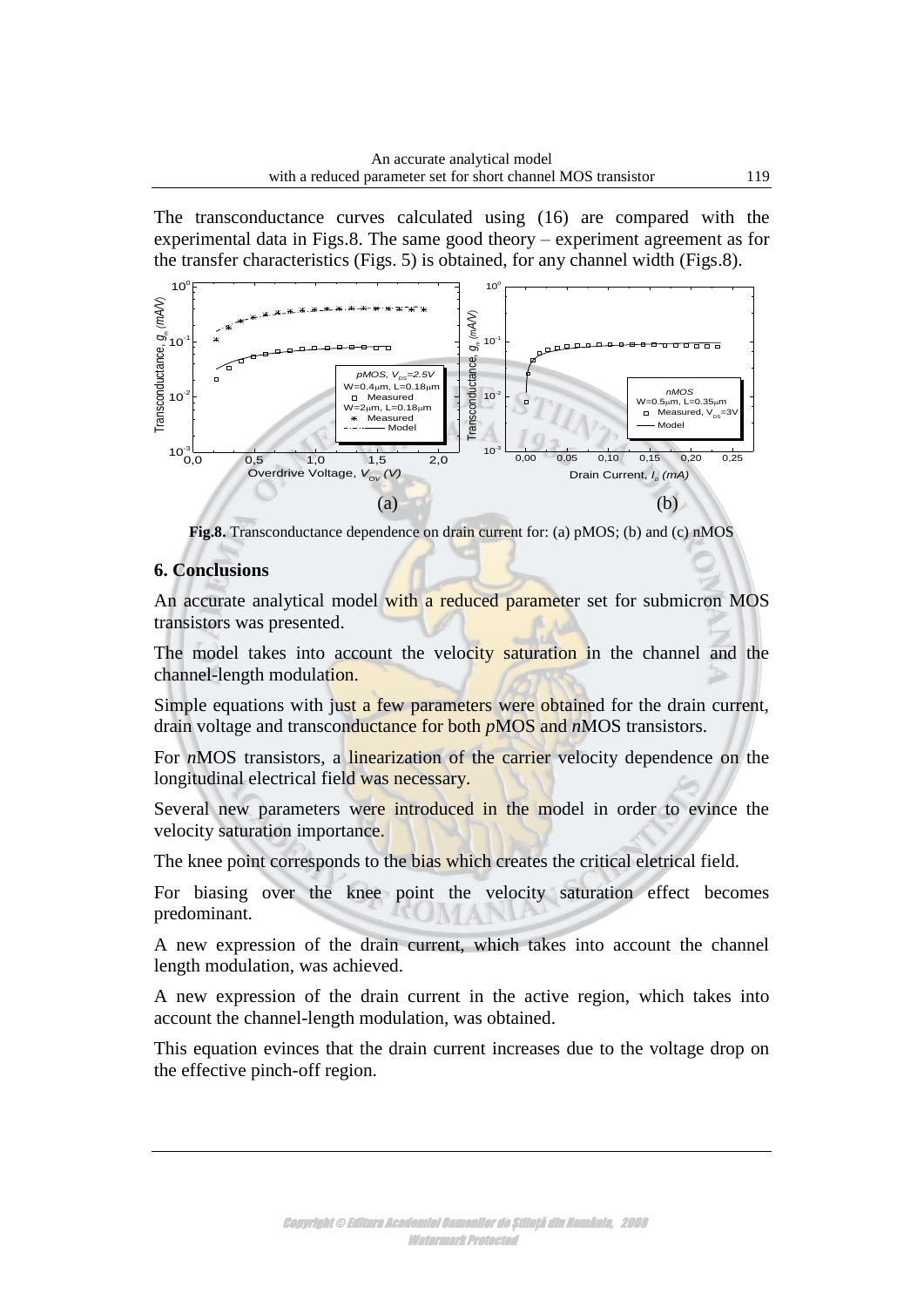The transconductance curves calculated using (16) are compared with the experimental data in Figs.8. The same good theory – experiment agreement as for the transfer characteristics (Figs. 5) is obtained, for any channel width (Figs.8).

**Fig.8.** Transconductance dependence on drain current for: (a) pMOS; (b) and (c) nMOS

## 6. Conclusions

An accurate analytical model with a reduced parameter set for submicron MOS transistors was presented.

The model takes into account the velocity saturation in the channel and the channel-length modulation.

Simple equations with just a few parameters were obtained for the drain current, drain voltage and transconductance for both *p*MOS and *n*MOS transistors.

For *n*MOS transistors, a linearization of the carrier velocity dependence on the longitudinal electrical field was necessary.

Several new parameters were introduced in the model in order to evince the velocity saturation importance.

The knee point corresponds to the bias which creates the critical eletrical field.

For biasing over the knee point the velocity saturation effect becomes predominant.

A new expression of the drain current, which takes into account the channel length modulation, was achieved.

A new expression of the drain current in the active region, which takes into account the channel-length modulation, was obtained.

This equation evinces that the drain current increases due to the voltage drop on the effective pinch-off region.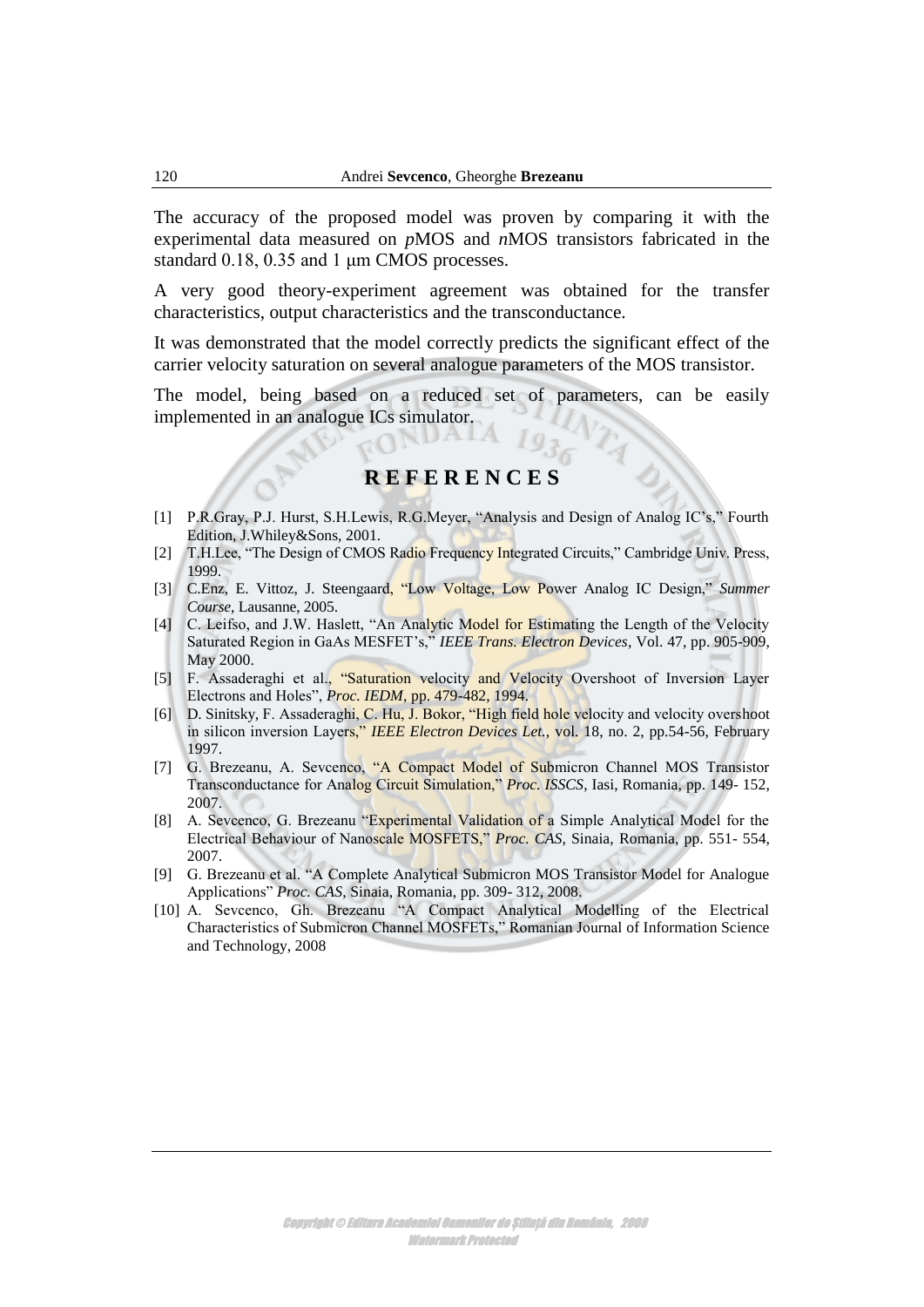The accuracy of the proposed model was proven by comparing it with the experimental data measured on *p*MOS and *n*MOS transistors fabricated in the standard 0.18, 0.35 and 1 μm CMOS processes.

A very good theory-experiment agreement was obtained for the transfer characteristics, output characteristics and the transconductance.

It was demonstrated that the model correctly predicts the significant effect of the carrier velocity saturation on several analogue parameters of the MOS transistor.

The model, being based on a reduced set of parameters, can be easily implemented in an analogue ICs simulator.

## REFERENCES

[1] P.R.Gray, P.J. Hurst, S.H.Lewis, R.G.Meyer, "Analysis and Design of Analog IC's," Fourth Edition, J.Whiley&Sons, 2001.

[2] T.H.Lee, "The Design of CMOS Radio Frequency Integrated Circuits," Cambridge Univ. Press, 1999.

[3] C.Enz, E. Vittoz, J. Steengaard, "Low Voltage, Low Power Analog IC Design," *Summer Course*, Lausanne, 2005.

[4] C. Leifso, and J.W. Haslett, "An Analytic Model for Estimating the Length of the Velocity Saturated Region in GaAs MESFET's," *IEEE Trans. Electron Devices*, Vol. 47, pp. 905-909, May 2000.

[5] F. Assaderaghi et al., "Saturation velocity and Velocity Overshoot of Inversion Layer Electrons and Holes", *Proc. IEDM*, pp. 479-482, 1994.

[6] D. Sinitsky, F. Assaderaghi, C. Hu, J. Bokor, "High field hole velocity and velocity overshoot in silicon inversion Layers," *IEEE Electron Devices Let.*, vol. 18, no. 2, pp.54-56, February 1997.

[7] G. Brezeanu, A. Sevcenco, "A Compact Model of Submicron Channel MOS Transistor Transconductance for Analog Circuit Simulation," *Proc. ISSCS*, Iasi, Romania, pp. 149- 152, 2007.

[8] A. Sevcenco, G. Brezeanu "Experimental Validation of a Simple Analytical Model for the Electrical Behaviour of Nanoscale MOSFETS," *Proc. CAS*, Sinaia, Romania, pp. 551- 554, 2007.

[9] G. Brezeanu et al. "A Complete Analytical Submicron MOS Transistor Model for Analogue Applications" *Proc. CAS*, Sinaia, Romania, pp. 309- 312, 2008.

[10] A. Sevcenco, Gh. Brezeanu "A Compact Analytical Modelling of the Electrical Characteristics of Submicron Channel MOSFETs," Romanian Journal of Information Science and Technology, 2008